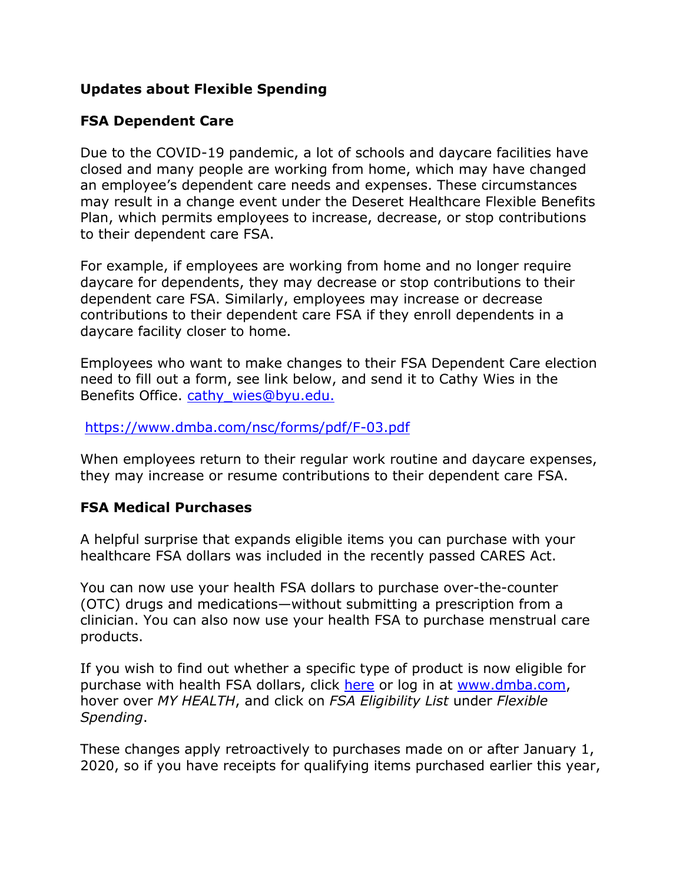**Updates about Flexible Spending**

**FSA Dependent Care**

Due to the COVID-19 pandemic, a lot of schools and daycare facilities have closed and many people are working from home, which may have changed an employee's dependent care needs and expenses. These circumstances may result in a change event under the Deseret Healthcare Flexible Benefits Plan, which permits employees to increase, decrease, or stop contributions to their dependent care FSA.

For example, if employees are working from home and no longer require daycare for dependents, they may decrease or stop contributions to their dependent care FSA. Similarly, employees may increase or decrease contributions to their dependent care FSA if they enroll dependents in a daycare facility closer to home.

Employees who want to make changes to their FSA Dependent Care election need to fill out a form, see link below, and send it to Cathy Wies in the Benefits Office. [cathy_wies@byu.edu.](mailto:cathy_wies@byu.edu)

https://www.dmba.com/nsc/forms/pdf/F-03.pdf

When employees return to their regular work routine and daycare expenses, they may increase or resume contributions to their dependent care FSA.

**FSA Medical Purchases**

A helpful surprise that expands eligible items you can purchase with your healthcare FSA dollars was included in the recently passed CARES Act.

You can now use your health FSA dollars to purchase over-the-counter (OTC) drugs and medications—without submitting a prescription from a clinician. You can also now use your health FSA to purchase menstrual care products.

If you wish to find out whether a specific type of product is now eligible for purchase with health FSA dollars, click here or log in at www.dmba.com, hover over *MY HEALTH*, and click on *FSA Eligibility List* under *Flexible Spending*.

These changes apply retroactively to purchases made on or after January 1, 2020, so if you have receipts for qualifying items purchased earlier this year,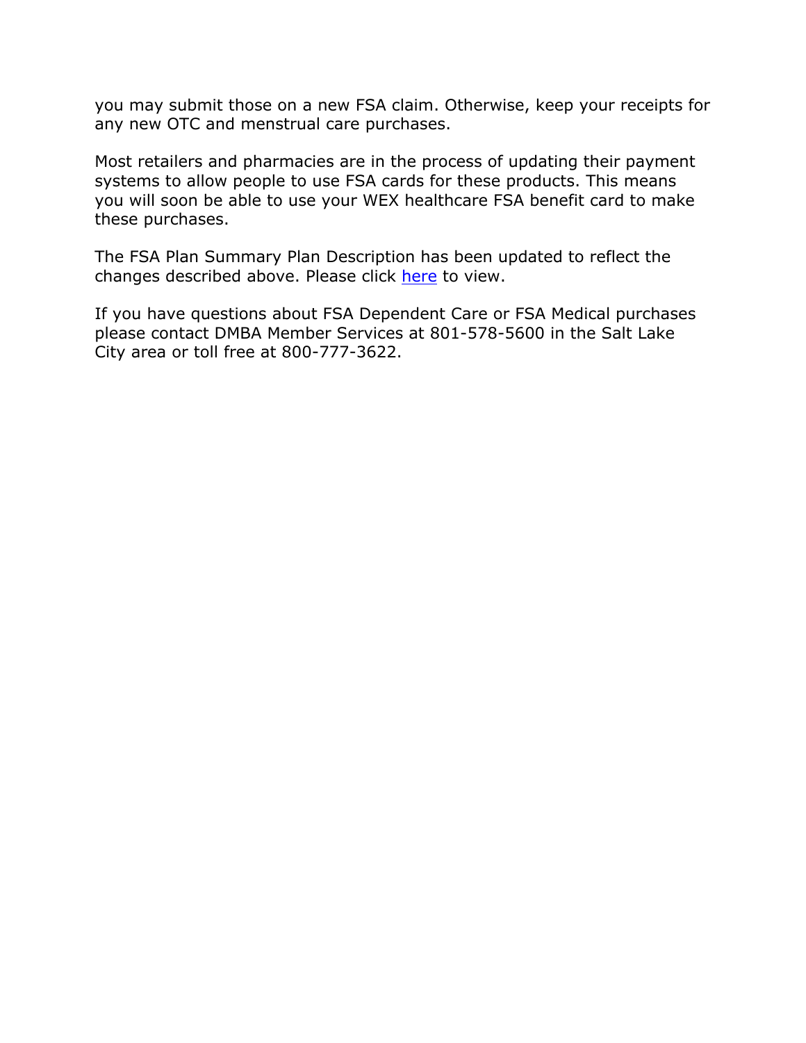you may submit those on a new FSA claim. Otherwise, keep your receipts for any new OTC and menstrual care purchases.

Most retailers and pharmacies are in the process of updating their payment systems to allow people to use FSA cards for these products. This means you will soon be able to use your WEX healthcare FSA benefit card to make these purchases.

The FSA Plan Summary Plan Description has been updated to reflect the changes described above. Please click here to view.

If you have questions about FSA Dependent Care or FSA Medical purchases please contact DMBA Member Services at 801-578-5600 in the Salt Lake City area or toll free at 800-777-3622.